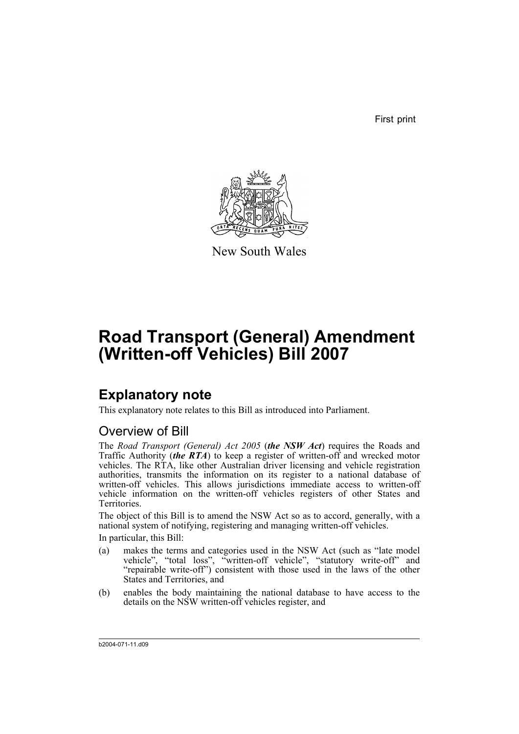First print

New South Wales

# Road Transport (General) Amendment (Written-off Vehicles) Bill 2007

## Explanatory note

This explanatory note relates to this Bill as introduced into Parliament.

### Overview of Bill

The *Road Transport (General) Act 2005* (***the NSW Act***) requires the Roads and Traffic Authority (***the RTA***) to keep a register of written-off and wrecked motor vehicles. The RTA, like other Australian driver licensing and vehicle registration authorities, transmits the information on its register to a national database of written-off vehicles. This allows jurisdictions immediate access to written-off vehicle information on the written-off vehicles registers of other States and Territories.

The object of this Bill is to amend the NSW Act so as to accord, generally, with a national system of notifying, registering and managing written-off vehicles.

In particular, this Bill:

(a) makes the terms and categories used in the NSW Act (such as "late model vehicle", "total loss", "written-off vehicle", "statutory write-off" and "repairable write-off") consistent with those used in the laws of the other States and Territories, and

(b) enables the body maintaining the national database to have access to the details on the NSW written-off vehicles register, and

b2004-071-11.d09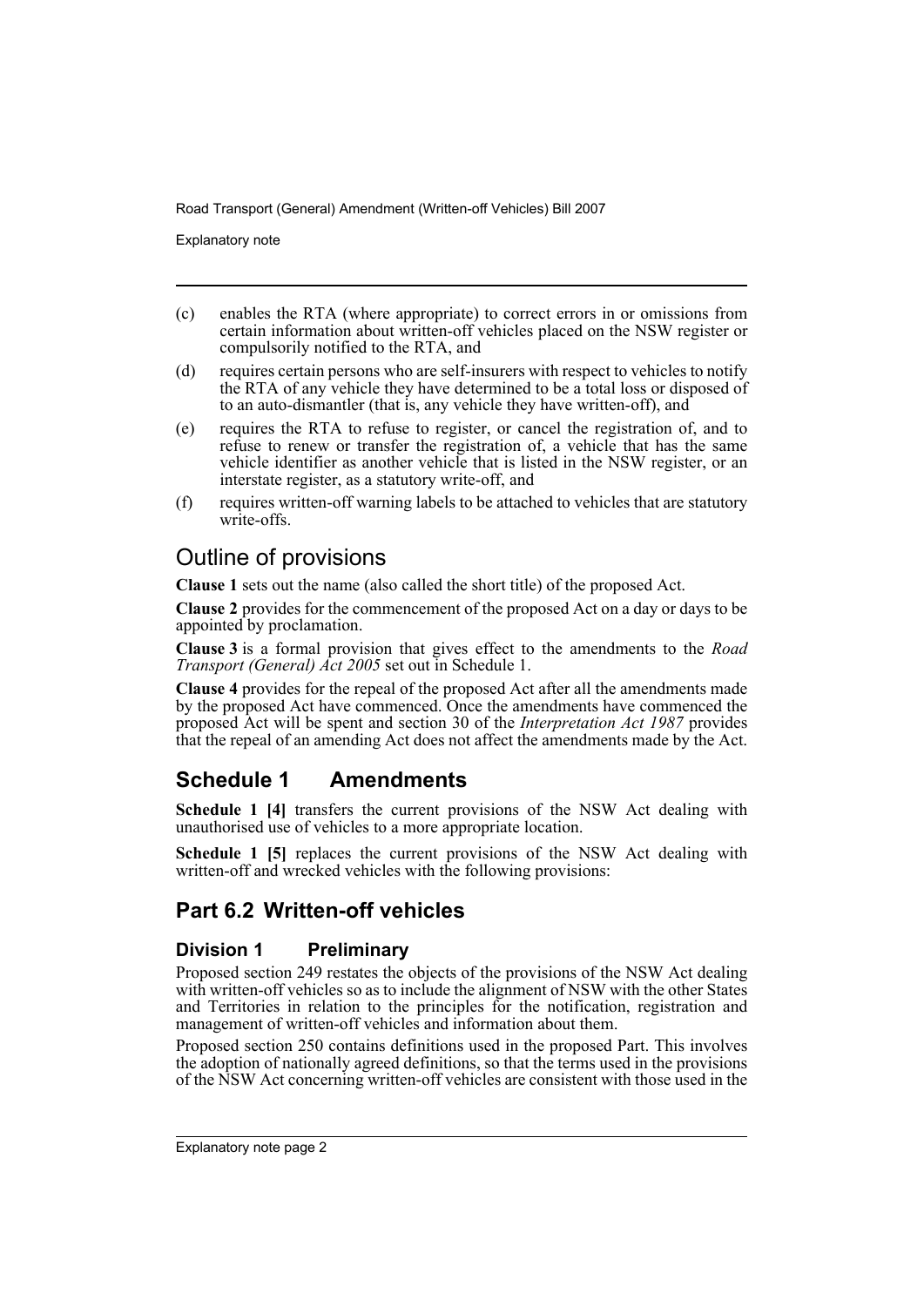(c) enables the RTA (where appropriate) to correct errors in or omissions from certain information about written-off vehicles placed on the NSW register or compulsorily notified to the RTA, and

(d) requires certain persons who are self-insurers with respect to vehicles to notify the RTA of any vehicle they have determined to be a total loss or disposed of to an auto-dismantler (that is, any vehicle they have written-off), and

(e) requires the RTA to refuse to register, or cancel the registration of, and to refuse to renew or transfer the registration of, a vehicle that has the same vehicle identifier as another vehicle that is listed in the NSW register, or an interstate register, as a statutory write-off, and

(f) requires written-off warning labels to be attached to vehicles that are statutory write-offs.

## Outline of provisions

**Clause 1** sets out the name (also called the short title) of the proposed Act.

**Clause 2** provides for the commencement of the proposed Act on a day or days to be appointed by proclamation.

**Clause 3** is a formal provision that gives effect to the amendments to the *Road Transport (General) Act 2005* set out in Schedule 1.

**Clause 4** provides for the repeal of the proposed Act after all the amendments made by the proposed Act have commenced. Once the amendments have commenced the proposed Act will be spent and section 30 of the *Interpretation Act 1987* provides that the repeal of an amending Act does not affect the amendments made by the Act.

## Schedule 1 Amendments

**Schedule 1 [4]** transfers the current provisions of the NSW Act dealing with unauthorised use of vehicles to a more appropriate location.

**Schedule 1 [5]** replaces the current provisions of the NSW Act dealing with written-off and wrecked vehicles with the following provisions:

## Part 6.2 Written-off vehicles

### Division 1 Preliminary

Proposed section 249 restates the objects of the provisions of the NSW Act dealing with written-off vehicles so as to include the alignment of NSW with the other States and Territories in relation to the principles for the notification, registration and management of written-off vehicles and information about them.

Proposed section 250 contains definitions used in the proposed Part. This involves the adoption of nationally agreed definitions, so that the terms used in the provisions of the NSW Act concerning written-off vehicles are consistent with those used in the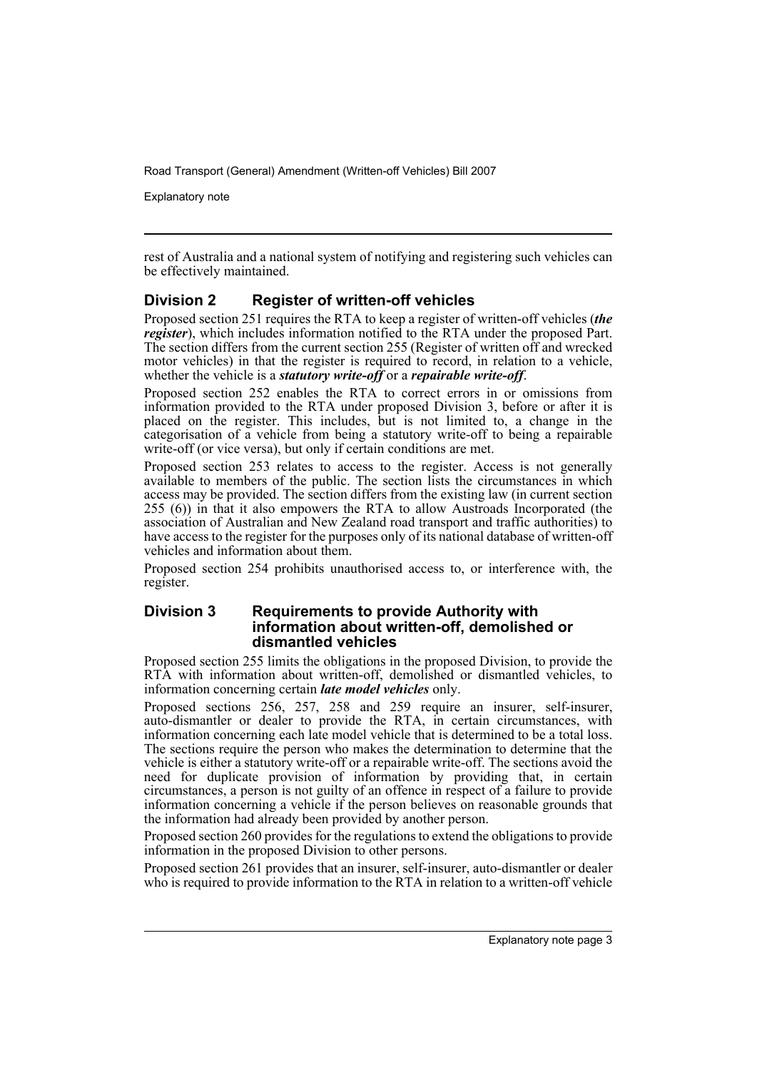rest of Australia and a national system of notifying and registering such vehicles can be effectively maintained.

## Division 2 Register of written-off vehicles

Proposed section 251 requires the RTA to keep a register of written-off vehicles (***the register***), which includes information notified to the RTA under the proposed Part. The section differs from the current section 255 (Register of written off and wrecked motor vehicles) in that the register is required to record, in relation to a vehicle, whether the vehicle is a ***statutory write-off*** or a ***repairable write-off***.

Proposed section 252 enables the RTA to correct errors in or omissions from information provided to the RTA under proposed Division 3, before or after it is placed on the register. This includes, but is not limited to, a change in the categorisation of a vehicle from being a statutory write-off to being a repairable write-off (or vice versa), but only if certain conditions are met.

Proposed section 253 relates to access to the register. Access is not generally available to members of the public. The section lists the circumstances in which access may be provided. The section differs from the existing law (in current section 255 (6)) in that it also empowers the RTA to allow Austroads Incorporated (the association of Australian and New Zealand road transport and traffic authorities) to have access to the register for the purposes only of its national database of written-off vehicles and information about them.

Proposed section 254 prohibits unauthorised access to, or interference with, the register.

## Division 3 Requirements to provide Authority with information about written-off, demolished or dismantled vehicles

Proposed section 255 limits the obligations in the proposed Division, to provide the RTA with information about written-off, demolished or dismantled vehicles, to information concerning certain ***late model vehicles*** only.

Proposed sections 256, 257, 258 and 259 require an insurer, self-insurer, auto-dismantler or dealer to provide the RTA, in certain circumstances, with information concerning each late model vehicle that is determined to be a total loss. The sections require the person who makes the determination to determine that the vehicle is either a statutory write-off or a repairable write-off. The sections avoid the need for duplicate provision of information by providing that, in certain circumstances, a person is not guilty of an offence in respect of a failure to provide information concerning a vehicle if the person believes on reasonable grounds that the information had already been provided by another person.

Proposed section 260 provides for the regulations to extend the obligations to provide information in the proposed Division to other persons.

Proposed section 261 provides that an insurer, self-insurer, auto-dismantler or dealer who is required to provide information to the RTA in relation to a written-off vehicle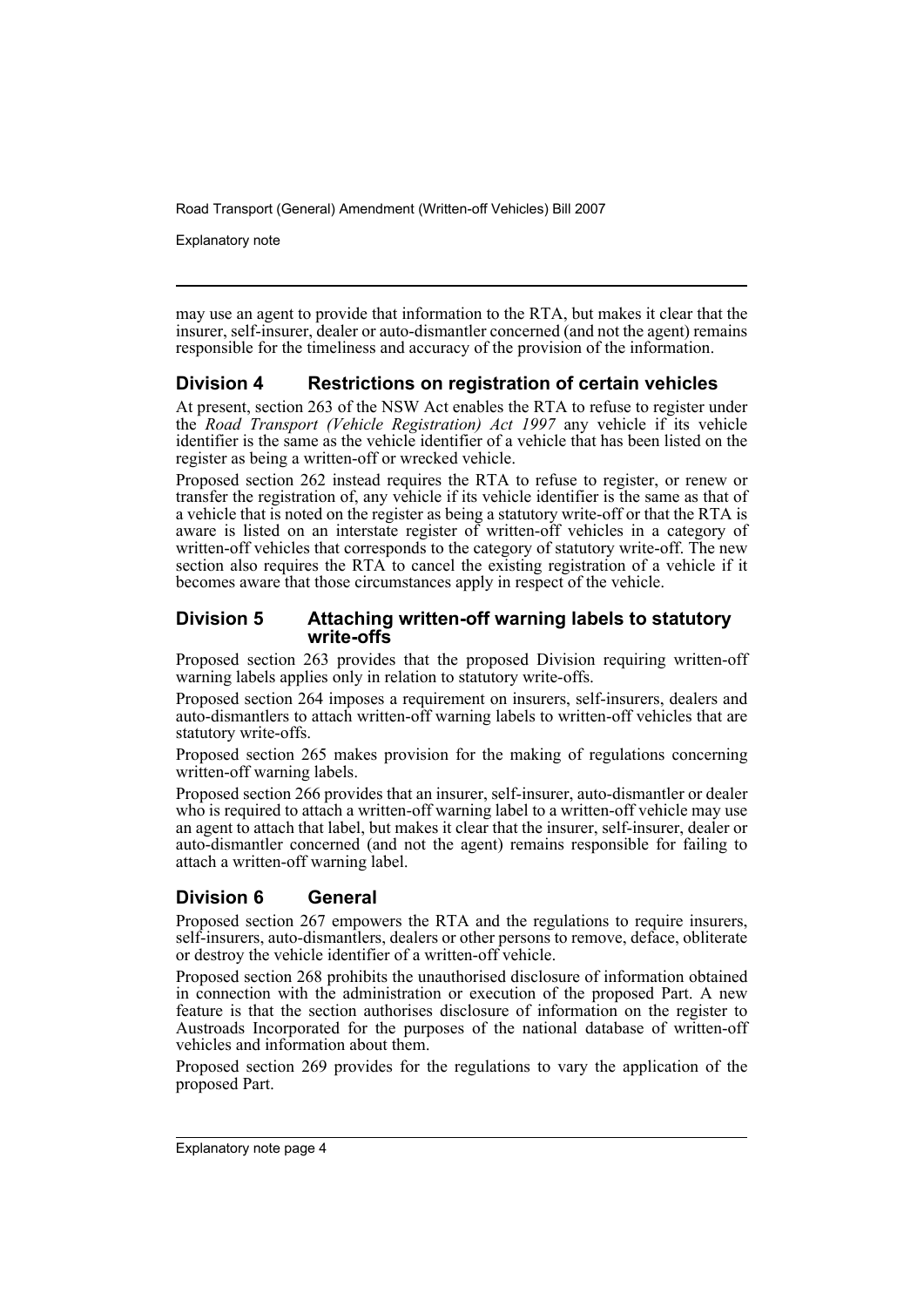may use an agent to provide that information to the RTA, but makes it clear that the insurer, self-insurer, dealer or auto-dismantler concerned (and not the agent) remains responsible for the timeliness and accuracy of the provision of the information.

## Division 4 Restrictions on registration of certain vehicles

At present, section 263 of the NSW Act enables the RTA to refuse to register under the *Road Transport (Vehicle Registration) Act 1997* any vehicle if its vehicle identifier is the same as the vehicle identifier of a vehicle that has been listed on the register as being a written-off or wrecked vehicle.

Proposed section 262 instead requires the RTA to refuse to register, or renew or transfer the registration of, any vehicle if its vehicle identifier is the same as that of a vehicle that is noted on the register as being a statutory write-off or that the RTA is aware is listed on an interstate register of written-off vehicles in a category of written-off vehicles that corresponds to the category of statutory write-off. The new section also requires the RTA to cancel the existing registration of a vehicle if it becomes aware that those circumstances apply in respect of the vehicle.

## Division 5 Attaching written-off warning labels to statutory write-offs

Proposed section 263 provides that the proposed Division requiring written-off warning labels applies only in relation to statutory write-offs.

Proposed section 264 imposes a requirement on insurers, self-insurers, dealers and auto-dismantlers to attach written-off warning labels to written-off vehicles that are statutory write-offs.

Proposed section 265 makes provision for the making of regulations concerning written-off warning labels.

Proposed section 266 provides that an insurer, self-insurer, auto-dismantler or dealer who is required to attach a written-off warning label to a written-off vehicle may use an agent to attach that label, but makes it clear that the insurer, self-insurer, dealer or auto-dismantler concerned (and not the agent) remains responsible for failing to attach a written-off warning label.

## Division 6 General

Proposed section 267 empowers the RTA and the regulations to require insurers, self-insurers, auto-dismantlers, dealers or other persons to remove, deface, obliterate or destroy the vehicle identifier of a written-off vehicle.

Proposed section 268 prohibits the unauthorised disclosure of information obtained in connection with the administration or execution of the proposed Part. A new feature is that the section authorises disclosure of information on the register to Austroads Incorporated for the purposes of the national database of written-off vehicles and information about them.

Proposed section 269 provides for the regulations to vary the application of the proposed Part.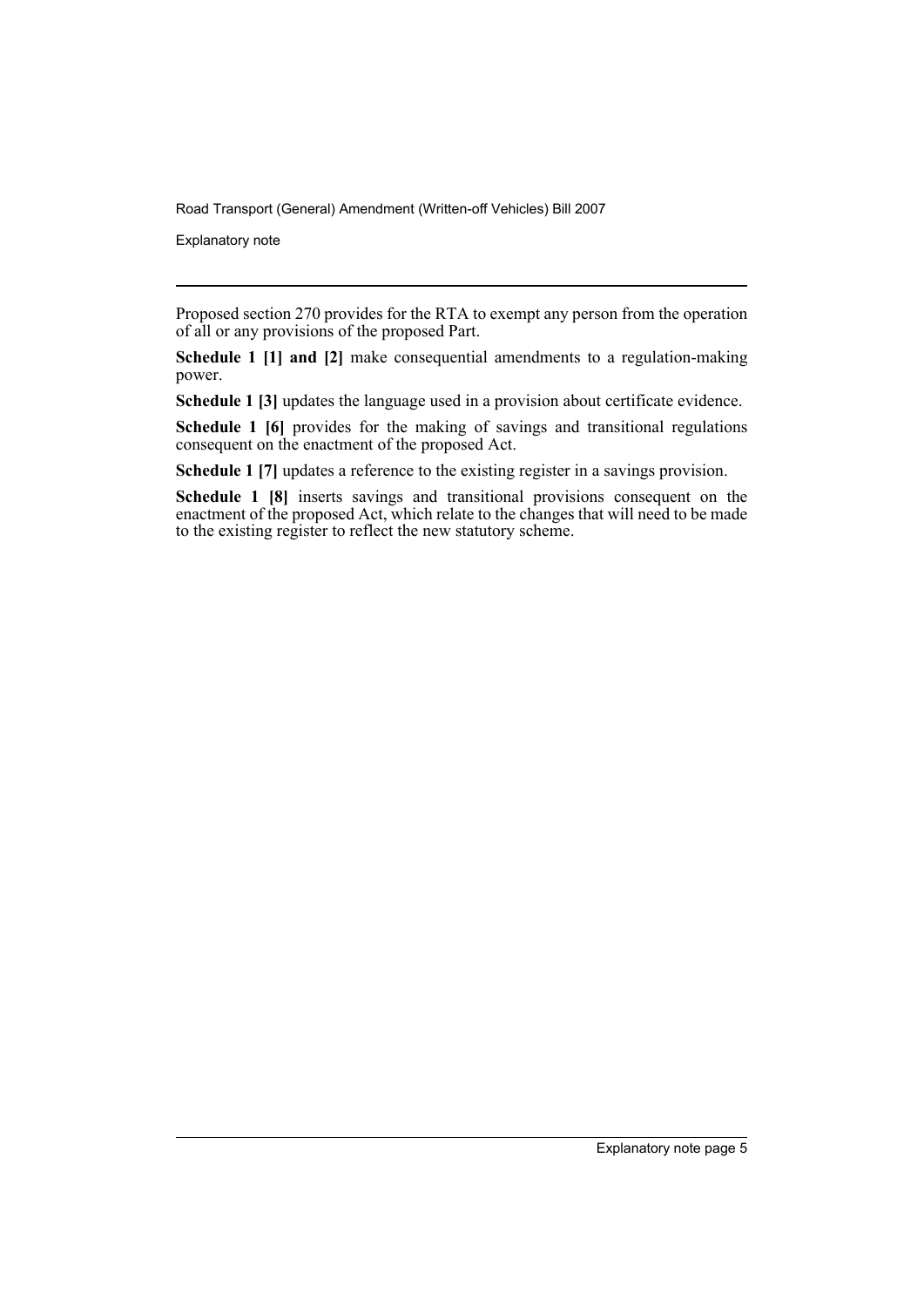Proposed section 270 provides for the RTA to exempt any person from the operation of all or any provisions of the proposed Part.

**Schedule 1 [1] and [2]** make consequential amendments to a regulation-making power.

**Schedule 1 [3]** updates the language used in a provision about certificate evidence.

**Schedule 1 [6]** provides for the making of savings and transitional regulations consequent on the enactment of the proposed Act.

**Schedule 1 [7]** updates a reference to the existing register in a savings provision.

**Schedule 1 [8]** inserts savings and transitional provisions consequent on the enactment of the proposed Act, which relate to the changes that will need to be made to the existing register to reflect the new statutory scheme.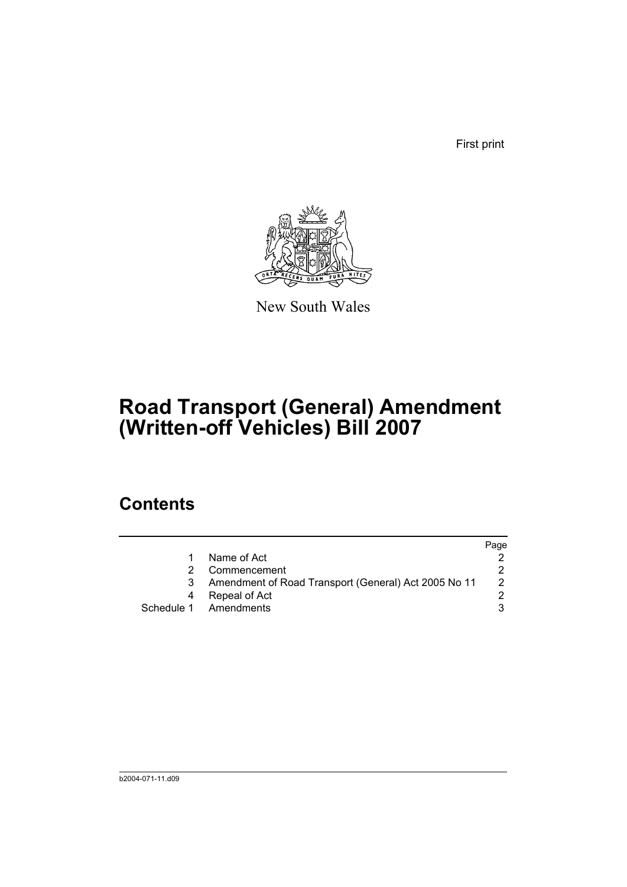First print

New South Wales

# Road Transport (General) Amendment (Written-off Vehicles) Bill 2007

## Contents

| | | Page |
|---|---|---|
| 1 | Name of Act | 2 |
| 2 | Commencement | 2 |
| 3 | Amendment of Road Transport (General) Act 2005 No 11 | 2 |
| 4 | Repeal of Act | 2 |
| Schedule 1 | Amendments | 3 |

b2004-071-11.d09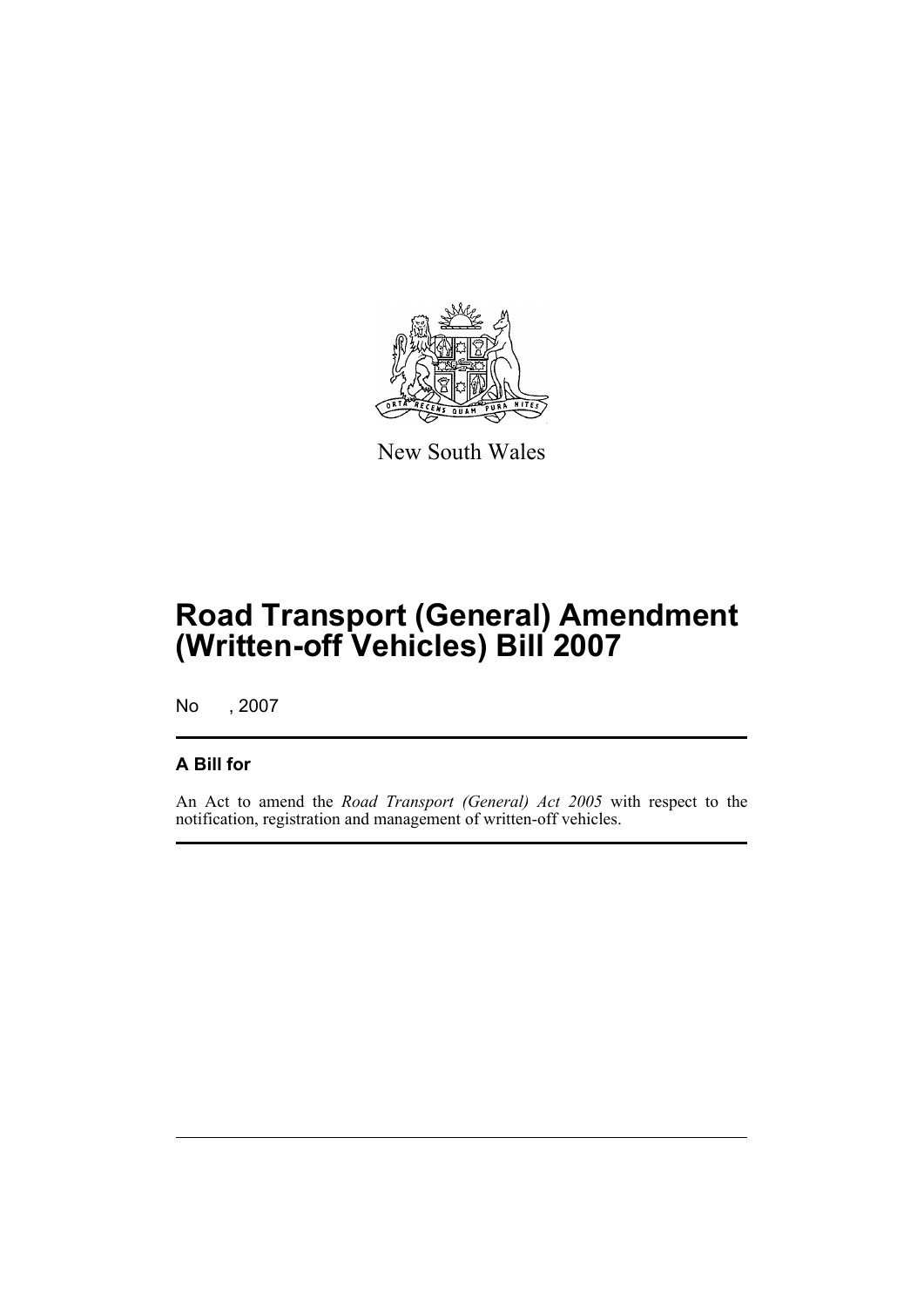New South Wales

# Road Transport (General) Amendment (Written-off Vehicles) Bill 2007

No , 2007

## A Bill for

An Act to amend the *Road Transport (General) Act 2005* with respect to the notification, registration and management of written-off vehicles.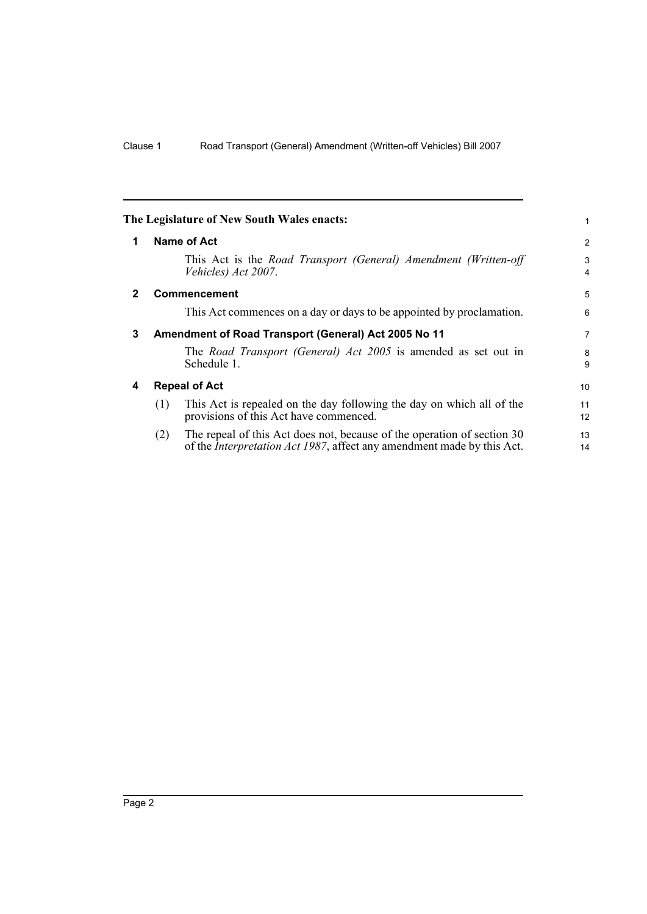**The Legislature of New South Wales enacts:**

## 1 Name of Act

This Act is the *Road Transport (General) Amendment (Written-off Vehicles) Act 2007*.

## 2 Commencement

This Act commences on a day or days to be appointed by proclamation.

## 3 Amendment of Road Transport (General) Act 2005 No 11

The *Road Transport (General) Act 2005* is amended as set out in Schedule 1.

## 4 Repeal of Act

(1) This Act is repealed on the day following the day on which all of the provisions of this Act have commenced.

(2) The repeal of this Act does not, because of the operation of section 30 of the *Interpretation Act 1987*, affect any amendment made by this Act.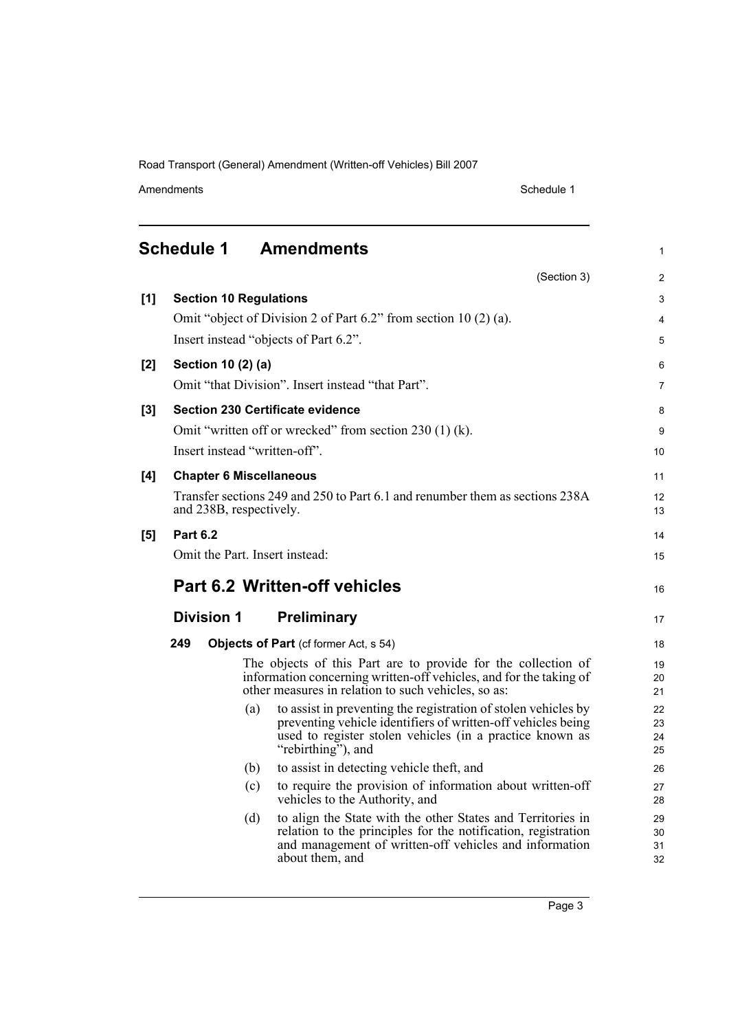## Schedule 1 Amendments

(Section 3)

**[1] Section 10 Regulations**

Omit "object of Division 2 of Part 6.2" from section 10 (2) (a).

Insert instead "objects of Part 6.2".

**[2] Section 10 (2) (a)**

Omit "that Division". Insert instead "that Part".

**[3] Section 230 Certificate evidence**

Omit "written off or wrecked" from section 230 (1) (k).

Insert instead "written-off".

**[4] Chapter 6 Miscellaneous**

Transfer sections 249 and 250 to Part 6.1 and renumber them as sections 238A and 238B, respectively.

**[5] Part 6.2**

Omit the Part. Insert instead:

## Part 6.2 Written-off vehicles

### Division 1 Preliminary

**249 Objects of Part** (cf former Act, s 54)

The objects of this Part are to provide for the collection of information concerning written-off vehicles, and for the taking of other measures in relation to such vehicles, so as:

(a) to assist in preventing the registration of stolen vehicles by preventing vehicle identifiers of written-off vehicles being used to register stolen vehicles (in a practice known as "rebirthing"), and

(b) to assist in detecting vehicle theft, and

(c) to require the provision of information about written-off vehicles to the Authority, and

(d) to align the State with the other States and Territories in relation to the principles for the notification, registration and management of written-off vehicles and information about them, and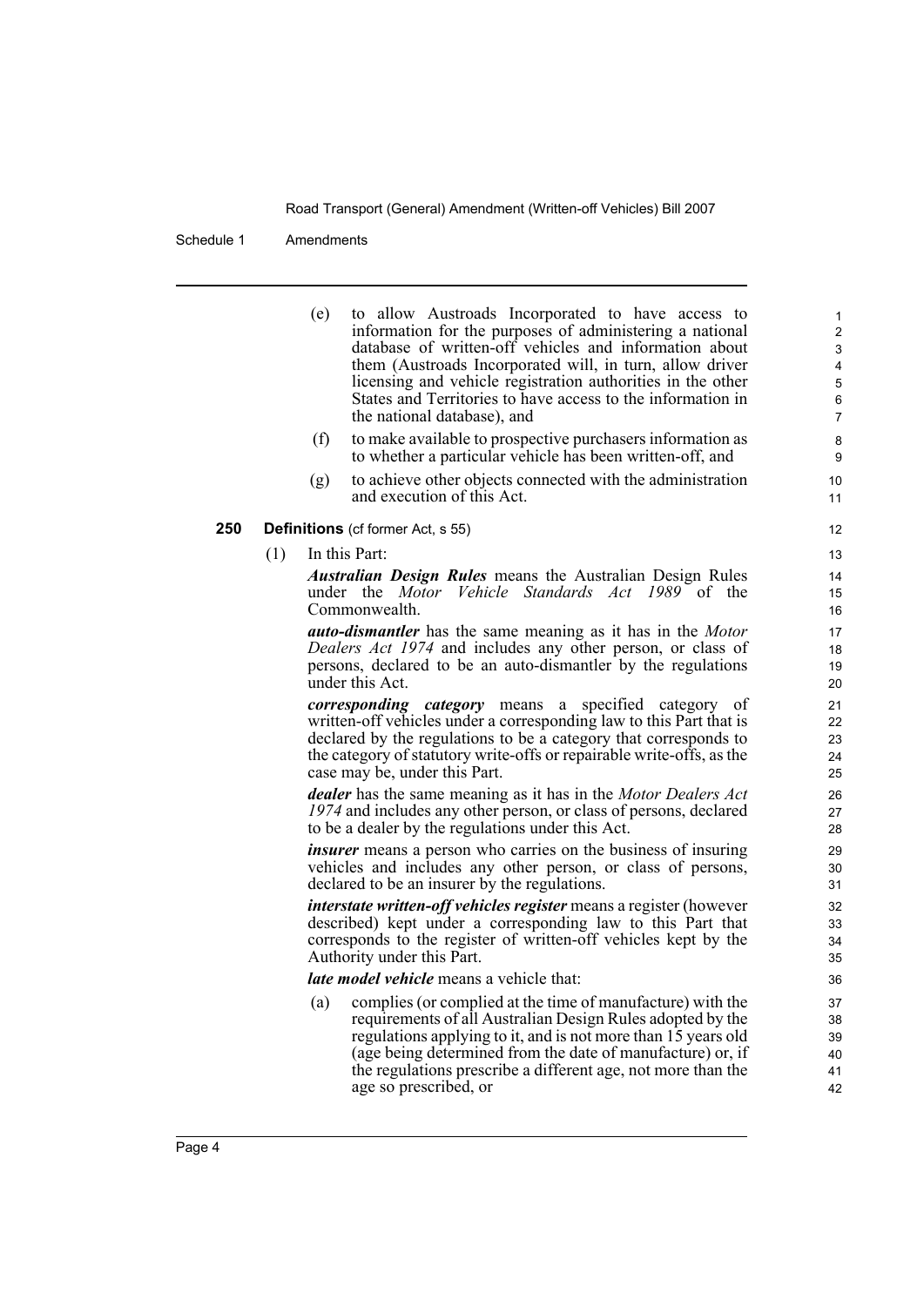(e) to allow Austroads Incorporated to have access to information for the purposes of administering a national database of written-off vehicles and information about them (Austroads Incorporated will, in turn, allow driver licensing and vehicle registration authorities in the other States and Territories to have access to the information in the national database), and

(f) to make available to prospective purchasers information as to whether a particular vehicle has been written-off, and

(g) to achieve other objects connected with the administration and execution of this Act.

**250 Definitions** (cf former Act, s 55)

(1) In this Part:

***Australian Design Rules*** means the Australian Design Rules under the *Motor Vehicle Standards Act 1989* of the Commonwealth.

***auto-dismantler*** has the same meaning as it has in the *Motor Dealers Act 1974* and includes any other person, or class of persons, declared to be an auto-dismantler by the regulations under this Act.

***corresponding category*** means a specified category of written-off vehicles under a corresponding law to this Part that is declared by the regulations to be a category that corresponds to the category of statutory write-offs or repairable write-offs, as the case may be, under this Part.

***dealer*** has the same meaning as it has in the *Motor Dealers Act 1974* and includes any other person, or class of persons, declared to be a dealer by the regulations under this Act.

***insurer*** means a person who carries on the business of insuring vehicles and includes any other person, or class of persons, declared to be an insurer by the regulations.

***interstate written-off vehicles register*** means a register (however described) kept under a corresponding law to this Part that corresponds to the register of written-off vehicles kept by the Authority under this Part.

***late model vehicle*** means a vehicle that:

(a) complies (or complied at the time of manufacture) with the requirements of all Australian Design Rules adopted by the regulations applying to it, and is not more than 15 years old (age being determined from the date of manufacture) or, if the regulations prescribe a different age, not more than the age so prescribed, or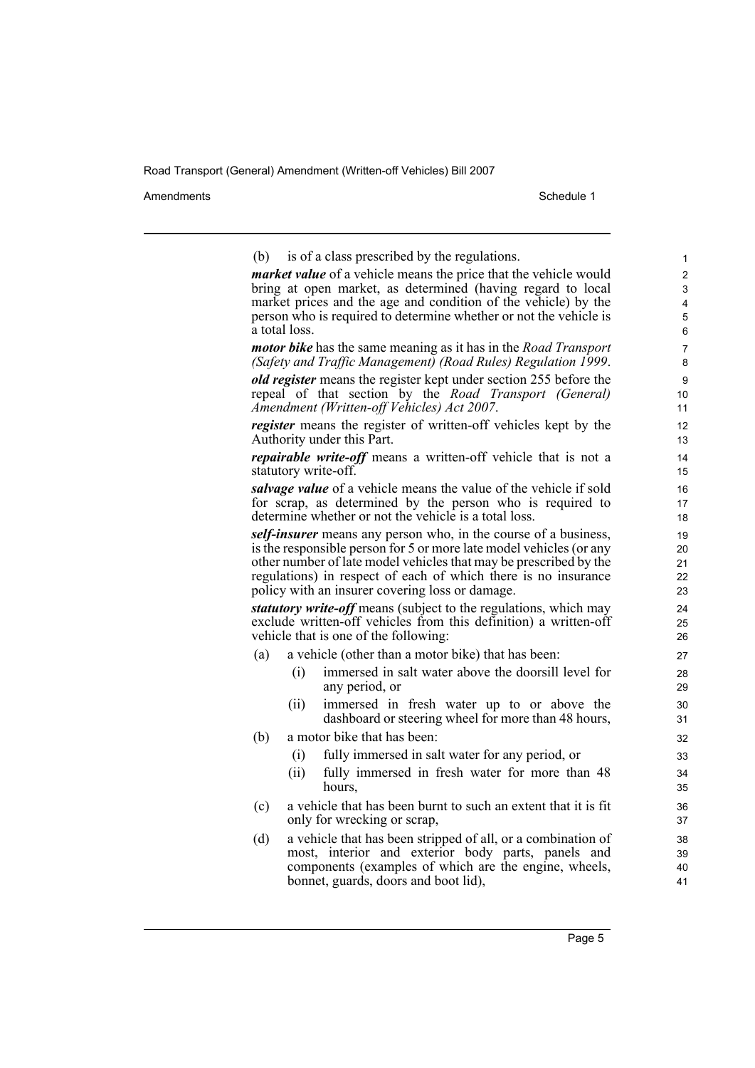(b) is of a class prescribed by the regulations.

***market value*** of a vehicle means the price that the vehicle would bring at open market, as determined (having regard to local market prices and the age and condition of the vehicle) by the person who is required to determine whether or not the vehicle is a total loss.

***motor bike*** has the same meaning as it has in the *Road Transport (Safety and Traffic Management) (Road Rules) Regulation 1999*.

***old register*** means the register kept under section 255 before the repeal of that section by the *Road Transport (General) Amendment (Written-off Vehicles) Act 2007*.

***register*** means the register of written-off vehicles kept by the Authority under this Part.

***repairable write-off*** means a written-off vehicle that is not a statutory write-off.

***salvage value*** of a vehicle means the value of the vehicle if sold for scrap, as determined by the person who is required to determine whether or not the vehicle is a total loss.

***self-insurer*** means any person who, in the course of a business, is the responsible person for 5 or more late model vehicles (or any other number of late model vehicles that may be prescribed by the regulations) in respect of each of which there is no insurance policy with an insurer covering loss or damage.

***statutory write-off*** means (subject to the regulations, which may exclude written-off vehicles from this definition) a written-off vehicle that is one of the following:

(a) a vehicle (other than a motor bike) that has been:

  (i) immersed in salt water above the doorsill level for any period, or

  (ii) immersed in fresh water up to or above the dashboard or steering wheel for more than 48 hours,

(b) a motor bike that has been:

  (i) fully immersed in salt water for any period, or

  (ii) fully immersed in fresh water for more than 48 hours,

(c) a vehicle that has been burnt to such an extent that it is fit only for wrecking or scrap,

(d) a vehicle that has been stripped of all, or a combination of most, interior and exterior body parts, panels and components (examples of which are the engine, wheels, bonnet, guards, doors and boot lid),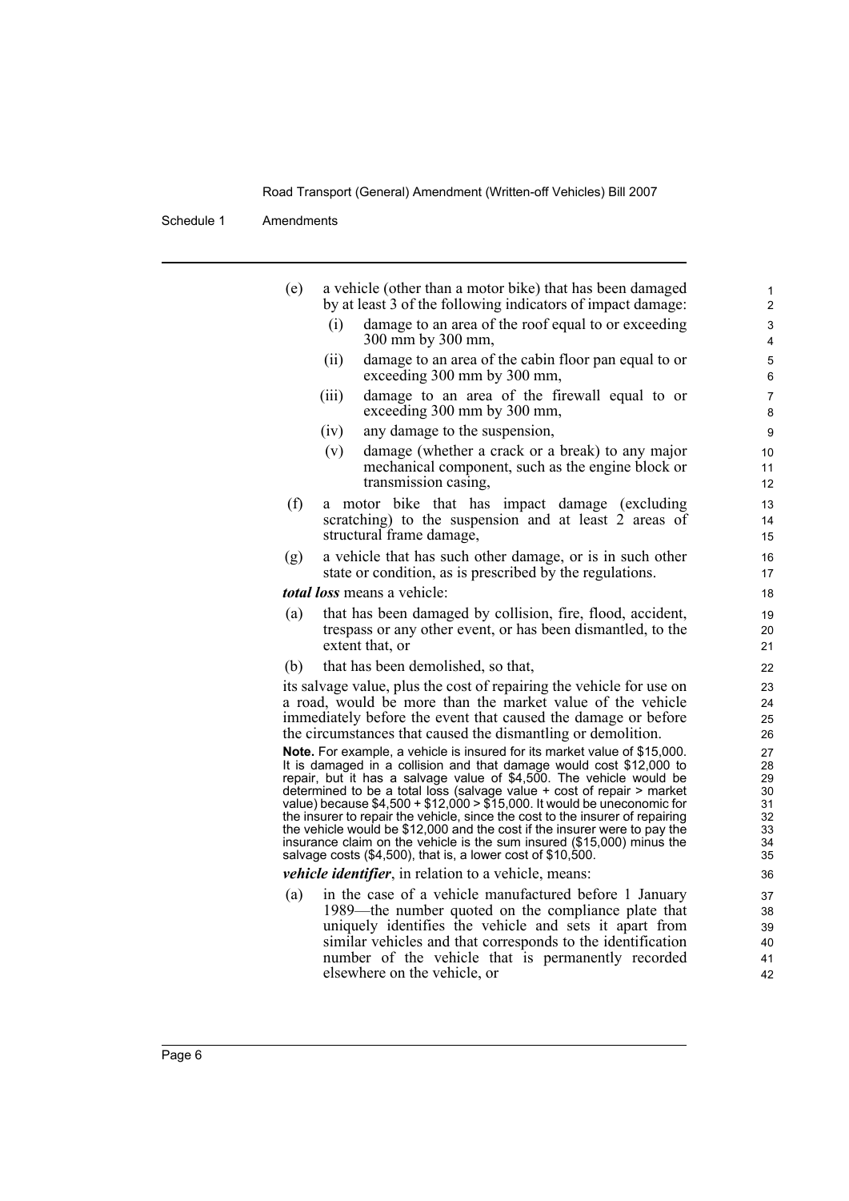(e) a vehicle (other than a motor bike) that has been damaged by at least 3 of the following indicators of impact damage:

  (i) damage to an area of the roof equal to or exceeding 300 mm by 300 mm,

  (ii) damage to an area of the cabin floor pan equal to or exceeding 300 mm by 300 mm,

  (iii) damage to an area of the firewall equal to or exceeding 300 mm by 300 mm,

  (iv) any damage to the suspension,

  (v) damage (whether a crack or a break) to any major mechanical component, such as the engine block or transmission casing,

(f) a motor bike that has impact damage (excluding scratching) to the suspension and at least 2 areas of structural frame damage,

(g) a vehicle that has such other damage, or is in such other state or condition, as is prescribed by the regulations.

***total loss*** means a vehicle:

(a) that has been damaged by collision, fire, flood, accident, trespass or any other event, or has been dismantled, to the extent that, or

(b) that has been demolished, so that,

its salvage value, plus the cost of repairing the vehicle for use on a road, would be more than the market value of the vehicle immediately before the event that caused the damage or before the circumstances that caused the dismantling or demolition.

**Note.** For example, a vehicle is insured for its market value of $15,000. It is damaged in a collision and that damage would cost $12,000 to repair, but it has a salvage value of $4,500. The vehicle would be determined to be a total loss (salvage value + cost of repair > market value) because $4,500 + $12,000 > $15,000. It would be uneconomic for the insurer to repair the vehicle, since the cost to the insurer of repairing the vehicle would be $12,000 and the cost if the insurer were to pay the insurance claim on the vehicle is the sum insured ($15,000) minus the salvage costs ($4,500), that is, a lower cost of $10,500.

***vehicle identifier***, in relation to a vehicle, means:

(a) in the case of a vehicle manufactured before 1 January 1989—the number quoted on the compliance plate that uniquely identifies the vehicle and sets it apart from similar vehicles and that corresponds to the identification number of the vehicle that is permanently recorded elsewhere on the vehicle, or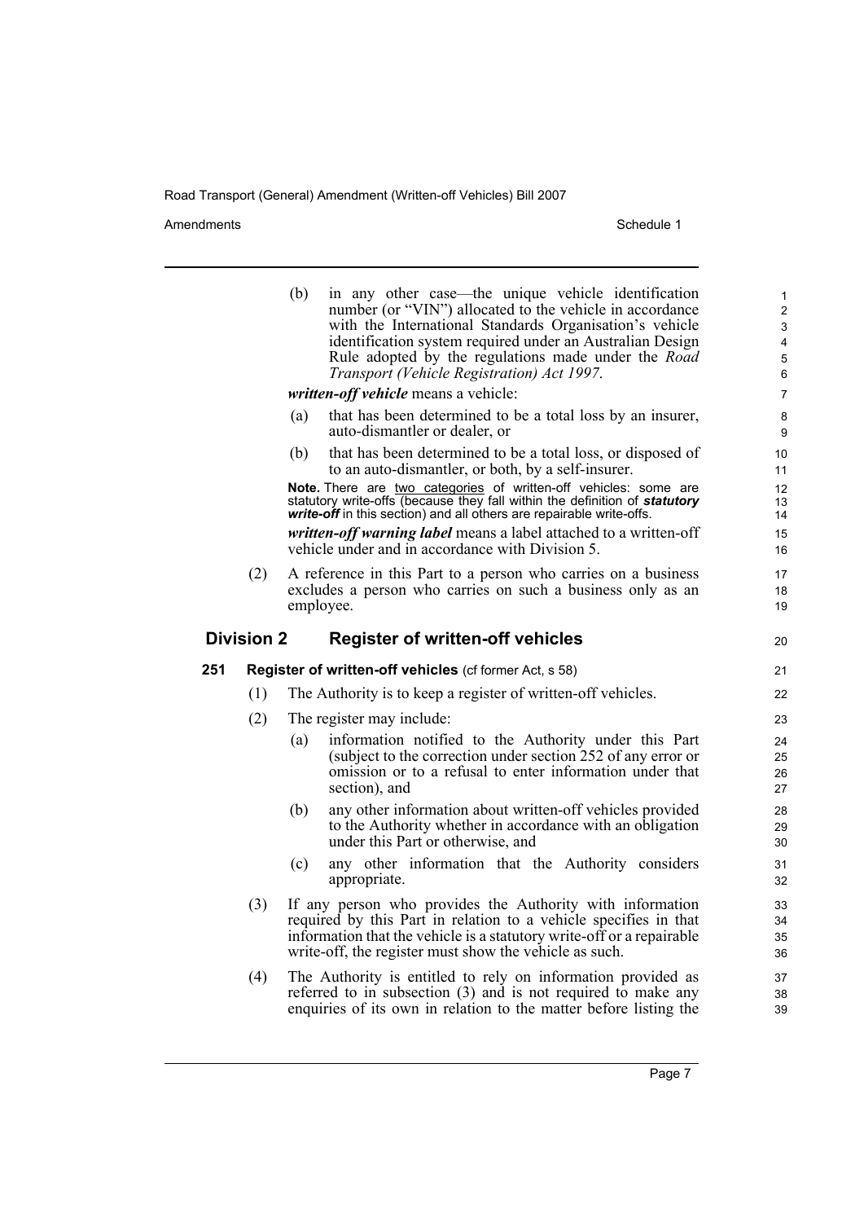(b) in any other case—the unique vehicle identification number (or "VIN") allocated to the vehicle in accordance with the International Standards Organisation's vehicle identification system required under an Australian Design Rule adopted by the regulations made under the *Road Transport (Vehicle Registration) Act 1997*.

***written-off vehicle*** means a vehicle:

(a) that has been determined to be a total loss by an insurer, auto-dismantler or dealer, or

(b) that has been determined to be a total loss, or disposed of to an auto-dismantler, or both, by a self-insurer.

**Note.** There are two categories of written-off vehicles: some are statutory write-offs (because they fall within the definition of ***statutory write-off*** in this section) and all others are repairable write-offs.

***written-off warning label*** means a label attached to a written-off vehicle under and in accordance with Division 5.

(2) A reference in this Part to a person who carries on a business excludes a person who carries on such a business only as an employee.

## Division 2 Register of written-off vehicles

### 251 Register of written-off vehicles (cf former Act, s 58)

(1) The Authority is to keep a register of written-off vehicles.

(2) The register may include:

(a) information notified to the Authority under this Part (subject to the correction under section 252 of any error or omission or to a refusal to enter information under that section), and

(b) any other information about written-off vehicles provided to the Authority whether in accordance with an obligation under this Part or otherwise, and

(c) any other information that the Authority considers appropriate.

(3) If any person who provides the Authority with information required by this Part in relation to a vehicle specifies in that information that the vehicle is a statutory write-off or a repairable write-off, the register must show the vehicle as such.

(4) The Authority is entitled to rely on information provided as referred to in subsection (3) and is not required to make any enquiries of its own in relation to the matter before listing the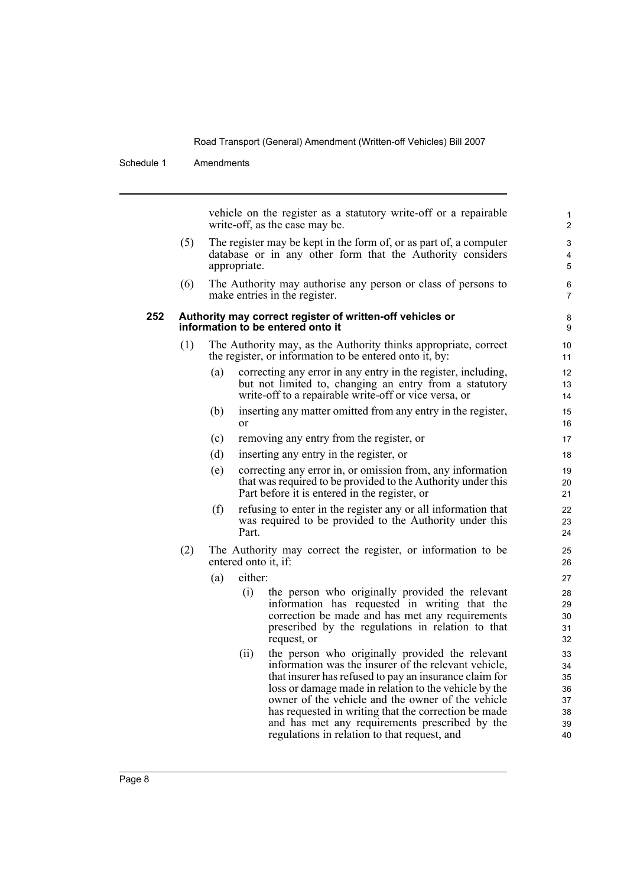vehicle on the register as a statutory write-off or a repairable write-off, as the case may be.

(5) The register may be kept in the form of, or as part of, a computer database or in any other form that the Authority considers appropriate.

(6) The Authority may authorise any person or class of persons to make entries in the register.

### 252 Authority may correct register of written-off vehicles or information to be entered onto it

(1) The Authority may, as the Authority thinks appropriate, correct the register, or information to be entered onto it, by:

(a) correcting any error in any entry in the register, including, but not limited to, changing an entry from a statutory write-off to a repairable write-off or vice versa, or

(b) inserting any matter omitted from any entry in the register, or

(c) removing any entry from the register, or

(d) inserting any entry in the register, or

(e) correcting any error in, or omission from, any information that was required to be provided to the Authority under this Part before it is entered in the register, or

(f) refusing to enter in the register any or all information that was required to be provided to the Authority under this Part.

(2) The Authority may correct the register, or information to be entered onto it, if:

(a) either:

(i) the person who originally provided the relevant information has requested in writing that the correction be made and has met any requirements prescribed by the regulations in relation to that request, or

(ii) the person who originally provided the relevant information was the insurer of the relevant vehicle, that insurer has refused to pay an insurance claim for loss or damage made in relation to the vehicle by the owner of the vehicle and the owner of the vehicle has requested in writing that the correction be made and has met any requirements prescribed by the regulations in relation to that request, and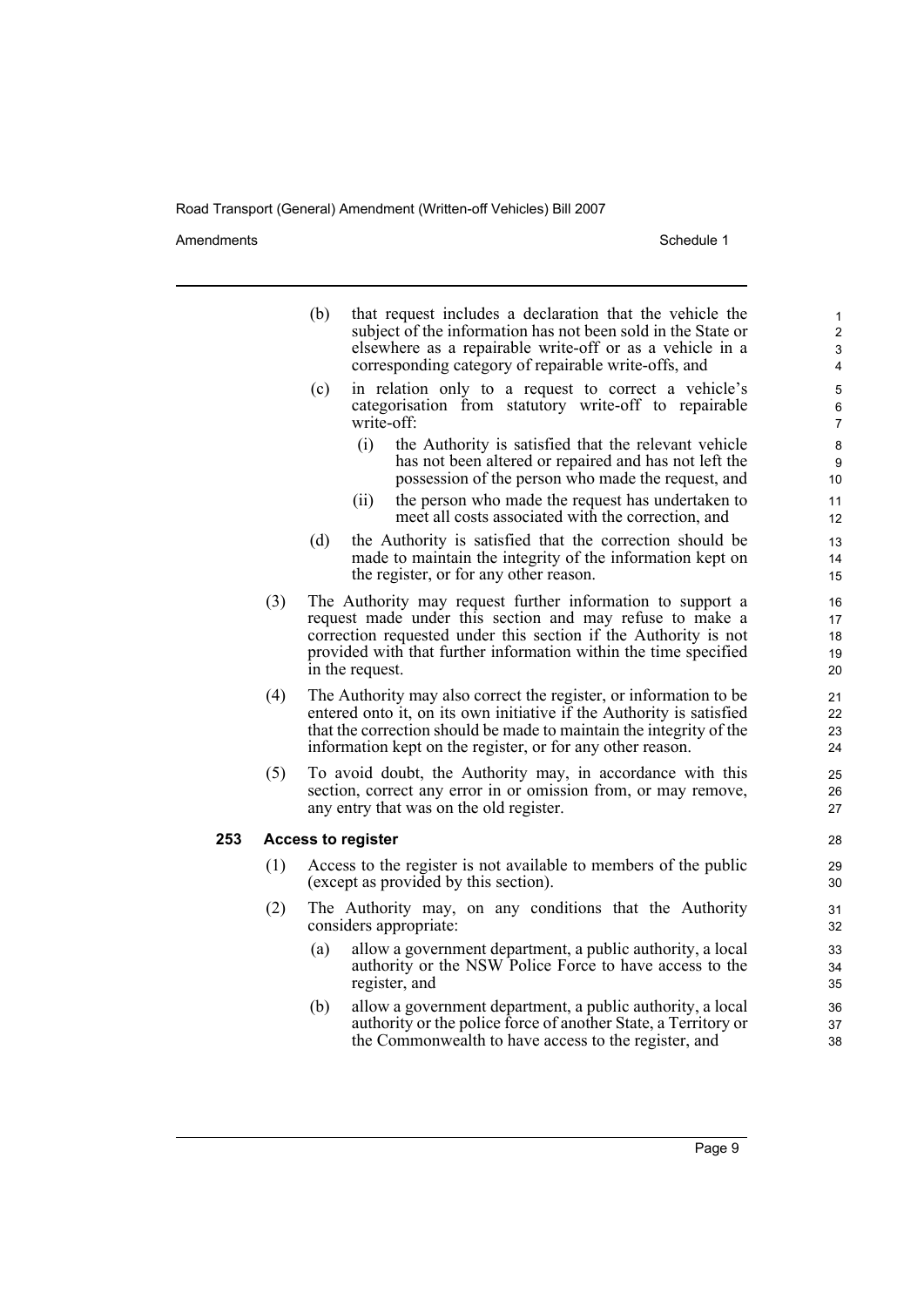(b) that request includes a declaration that the vehicle the subject of the information has not been sold in the State or elsewhere as a repairable write-off or as a vehicle in a corresponding category of repairable write-offs, and

(c) in relation only to a request to correct a vehicle's categorisation from statutory write-off to repairable write-off:

(i) the Authority is satisfied that the relevant vehicle has not been altered or repaired and has not left the possession of the person who made the request, and

(ii) the person who made the request has undertaken to meet all costs associated with the correction, and

(d) the Authority is satisfied that the correction should be made to maintain the integrity of the information kept on the register, or for any other reason.

(3) The Authority may request further information to support a request made under this section and may refuse to make a correction requested under this section if the Authority is not provided with that further information within the time specified in the request.

(4) The Authority may also correct the register, or information to be entered onto it, on its own initiative if the Authority is satisfied that the correction should be made to maintain the integrity of the information kept on the register, or for any other reason.

(5) To avoid doubt, the Authority may, in accordance with this section, correct any error in or omission from, or may remove, any entry that was on the old register.

**253 Access to register**

(1) Access to the register is not available to members of the public (except as provided by this section).

(2) The Authority may, on any conditions that the Authority considers appropriate:

(a) allow a government department, a public authority, a local authority or the NSW Police Force to have access to the register, and

(b) allow a government department, a public authority, a local authority or the police force of another State, a Territory or the Commonwealth to have access to the register, and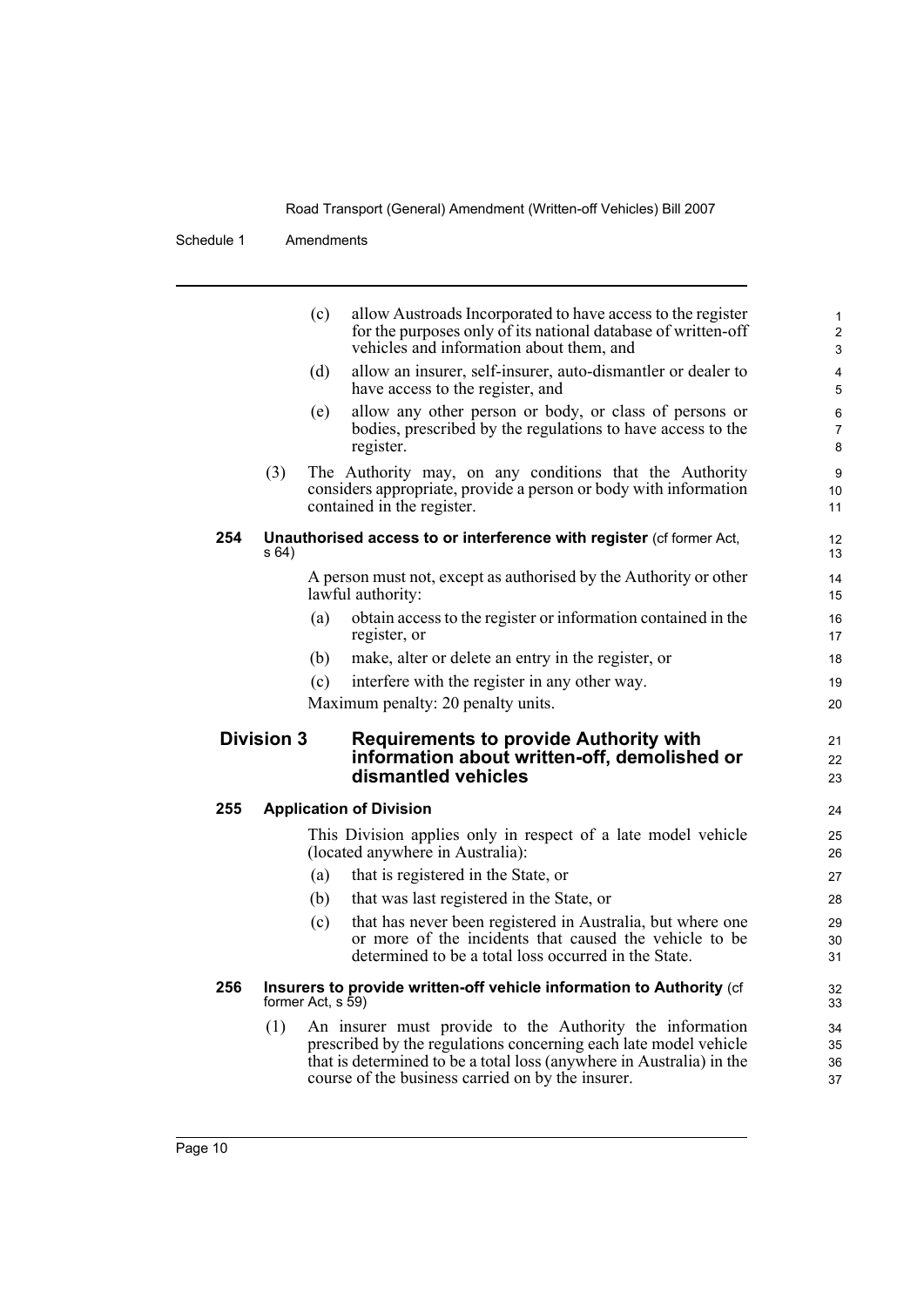(c) allow Austroads Incorporated to have access to the register for the purposes only of its national database of written-off vehicles and information about them, and

(d) allow an insurer, self-insurer, auto-dismantler or dealer to have access to the register, and

(e) allow any other person or body, or class of persons or bodies, prescribed by the regulations to have access to the register.

(3) The Authority may, on any conditions that the Authority considers appropriate, provide a person or body with information contained in the register.

**254 Unauthorised access to or interference with register** (cf former Act, s 64)

A person must not, except as authorised by the Authority or other lawful authority:

(a) obtain access to the register or information contained in the register, or

(b) make, alter or delete an entry in the register, or

(c) interfere with the register in any other way.

Maximum penalty: 20 penalty units.

## Division 3 Requirements to provide Authority with information about written-off, demolished or dismantled vehicles

**255 Application of Division**

This Division applies only in respect of a late model vehicle (located anywhere in Australia):

(a) that is registered in the State, or

(b) that was last registered in the State, or

(c) that has never been registered in Australia, but where one or more of the incidents that caused the vehicle to be determined to be a total loss occurred in the State.

**256 Insurers to provide written-off vehicle information to Authority** (cf former Act, s 59)

(1) An insurer must provide to the Authority the information prescribed by the regulations concerning each late model vehicle that is determined to be a total loss (anywhere in Australia) in the course of the business carried on by the insurer.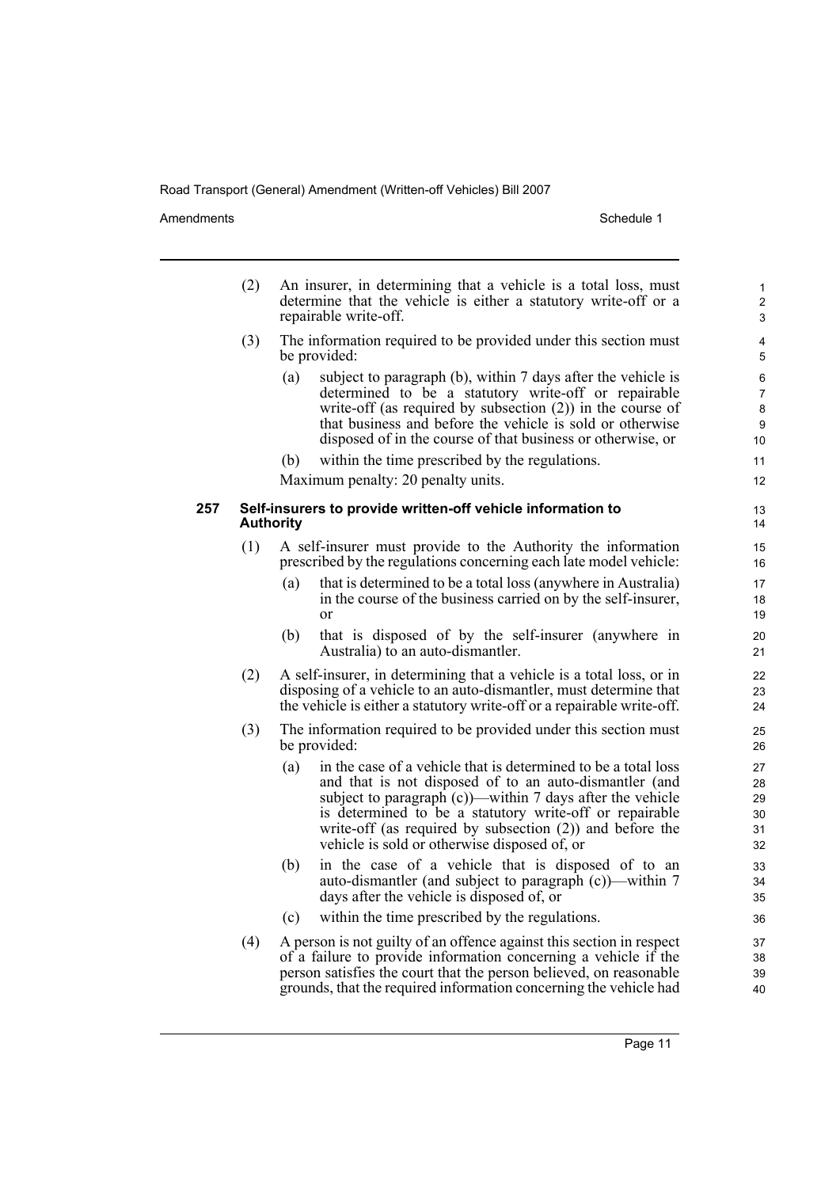(2) An insurer, in determining that a vehicle is a total loss, must determine that the vehicle is either a statutory write-off or a repairable write-off.

(3) The information required to be provided under this section must be provided:

- (a) subject to paragraph (b), within 7 days after the vehicle is determined to be a statutory write-off or repairable write-off (as required by subsection (2)) in the course of that business and before the vehicle is sold or otherwise disposed of in the course of that business or otherwise, or
- (b) within the time prescribed by the regulations.

Maximum penalty: 20 penalty units.

### 257 Self-insurers to provide written-off vehicle information to Authority

(1) A self-insurer must provide to the Authority the information prescribed by the regulations concerning each late model vehicle:

- (a) that is determined to be a total loss (anywhere in Australia) in the course of the business carried on by the self-insurer, or
- (b) that is disposed of by the self-insurer (anywhere in Australia) to an auto-dismantler.

(2) A self-insurer, in determining that a vehicle is a total loss, or in disposing of a vehicle to an auto-dismantler, must determine that the vehicle is either a statutory write-off or a repairable write-off.

(3) The information required to be provided under this section must be provided:

- (a) in the case of a vehicle that is determined to be a total loss and that is not disposed of to an auto-dismantler (and subject to paragraph (c))—within 7 days after the vehicle is determined to be a statutory write-off or repairable write-off (as required by subsection (2)) and before the vehicle is sold or otherwise disposed of, or
- (b) in the case of a vehicle that is disposed of to an auto-dismantler (and subject to paragraph (c))—within 7 days after the vehicle is disposed of, or
- (c) within the time prescribed by the regulations.

(4) A person is not guilty of an offence against this section in respect of a failure to provide information concerning a vehicle if the person satisfies the court that the person believed, on reasonable grounds, that the required information concerning the vehicle had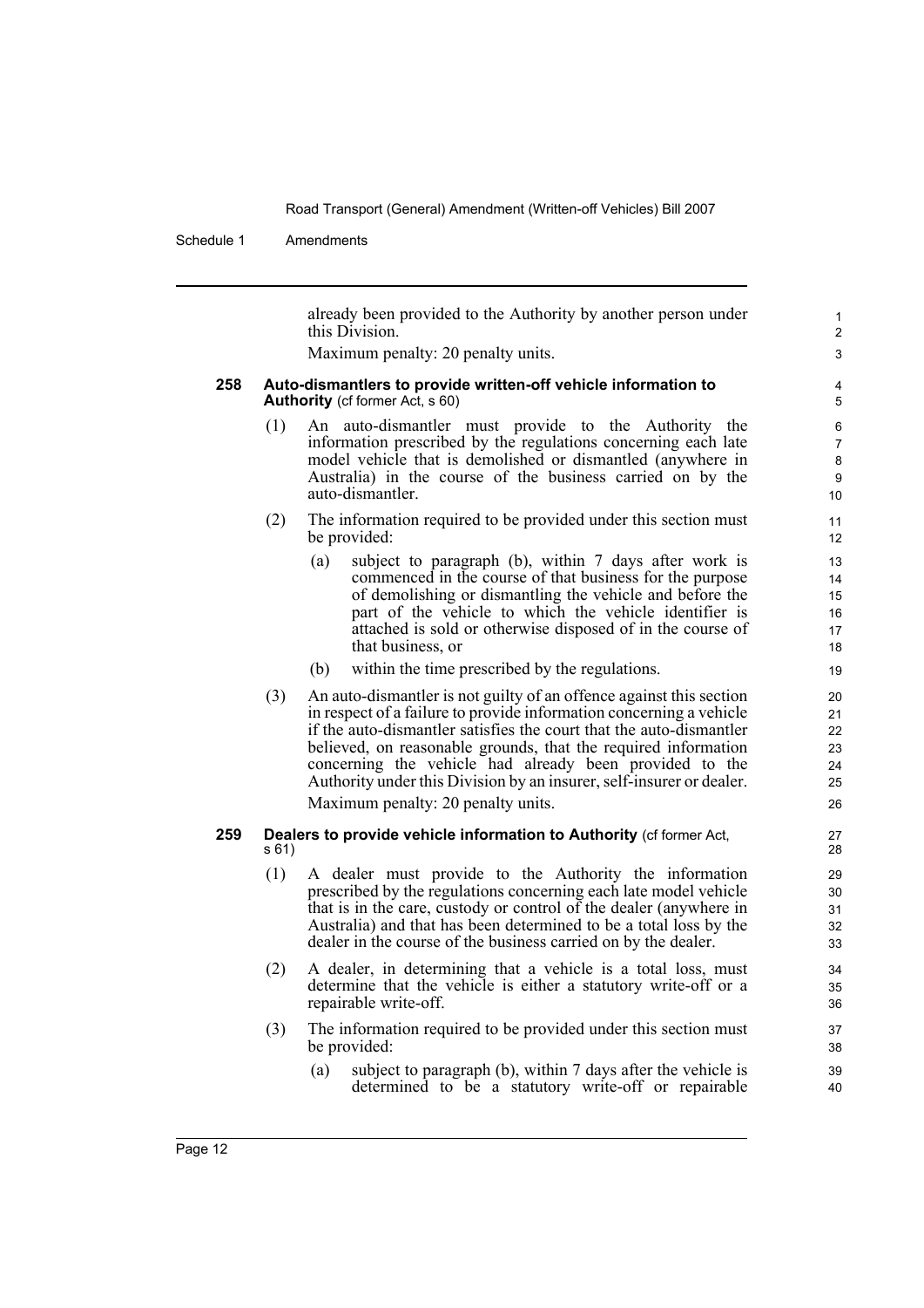already been provided to the Authority by another person under this Division.

Maximum penalty: 20 penalty units.

### 258 Auto-dismantlers to provide written-off vehicle information to Authority (cf former Act, s 60)

(1) An auto-dismantler must provide to the Authority the information prescribed by the regulations concerning each late model vehicle that is demolished or dismantled (anywhere in Australia) in the course of the business carried on by the auto-dismantler.

(2) The information required to be provided under this section must be provided:

- (a) subject to paragraph (b), within 7 days after work is commenced in the course of that business for the purpose of demolishing or dismantling the vehicle and before the part of the vehicle to which the vehicle identifier is attached is sold or otherwise disposed of in the course of that business, or
- (b) within the time prescribed by the regulations.

(3) An auto-dismantler is not guilty of an offence against this section in respect of a failure to provide information concerning a vehicle if the auto-dismantler satisfies the court that the auto-dismantler believed, on reasonable grounds, that the required information concerning the vehicle had already been provided to the Authority under this Division by an insurer, self-insurer or dealer.

Maximum penalty: 20 penalty units.

### 259 Dealers to provide vehicle information to Authority (cf former Act, s 61)

(1) A dealer must provide to the Authority the information prescribed by the regulations concerning each late model vehicle that is in the care, custody or control of the dealer (anywhere in Australia) and that has been determined to be a total loss by the dealer in the course of the business carried on by the dealer.

(2) A dealer, in determining that a vehicle is a total loss, must determine that the vehicle is either a statutory write-off or a repairable write-off.

(3) The information required to be provided under this section must be provided:

- (a) subject to paragraph (b), within 7 days after the vehicle is determined to be a statutory write-off or repairable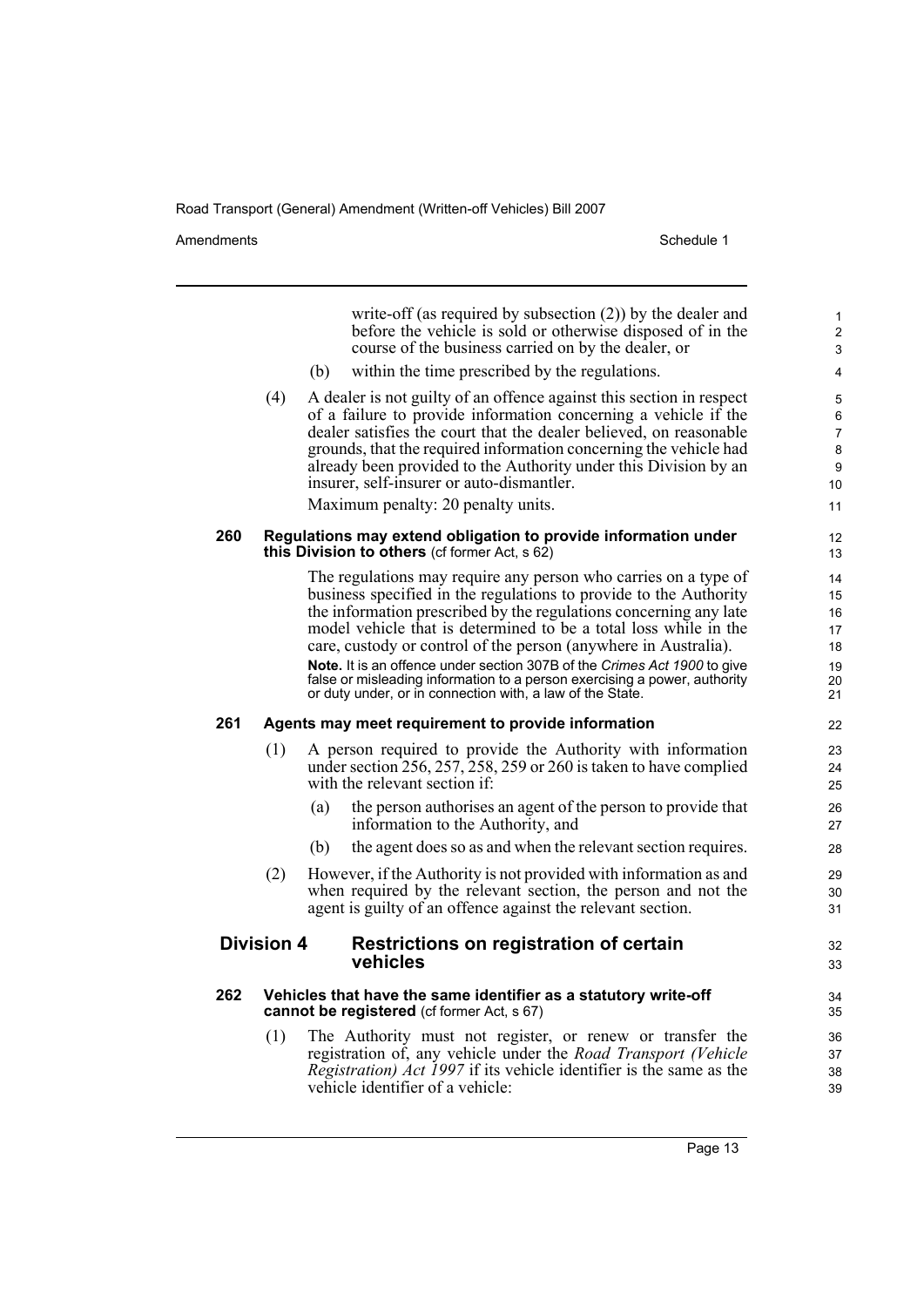write-off (as required by subsection (2)) by the dealer and before the vehicle is sold or otherwise disposed of in the course of the business carried on by the dealer, or

(b) within the time prescribed by the regulations.

(4) A dealer is not guilty of an offence against this section in respect of a failure to provide information concerning a vehicle if the dealer satisfies the court that the dealer believed, on reasonable grounds, that the required information concerning the vehicle had already been provided to the Authority under this Division by an insurer, self-insurer or auto-dismantler.

Maximum penalty: 20 penalty units.

**260 Regulations may extend obligation to provide information under this Division to others** (cf former Act, s 62)

The regulations may require any person who carries on a type of business specified in the regulations to provide to the Authority the information prescribed by the regulations concerning any late model vehicle that is determined to be a total loss while in the care, custody or control of the person (anywhere in Australia).

**Note.** It is an offence under section 307B of the *Crimes Act 1900* to give false or misleading information to a person exercising a power, authority or duty under, or in connection with, a law of the State.

**261 Agents may meet requirement to provide information**

(1) A person required to provide the Authority with information under section 256, 257, 258, 259 or 260 is taken to have complied with the relevant section if:

(a) the person authorises an agent of the person to provide that information to the Authority, and

(b) the agent does so as and when the relevant section requires.

(2) However, if the Authority is not provided with information as and when required by the relevant section, the person and not the agent is guilty of an offence against the relevant section.

## Division 4 Restrictions on registration of certain vehicles

**262 Vehicles that have the same identifier as a statutory write-off cannot be registered** (cf former Act, s 67)

(1) The Authority must not register, or renew or transfer the registration of, any vehicle under the *Road Transport (Vehicle Registration) Act 1997* if its vehicle identifier is the same as the vehicle identifier of a vehicle: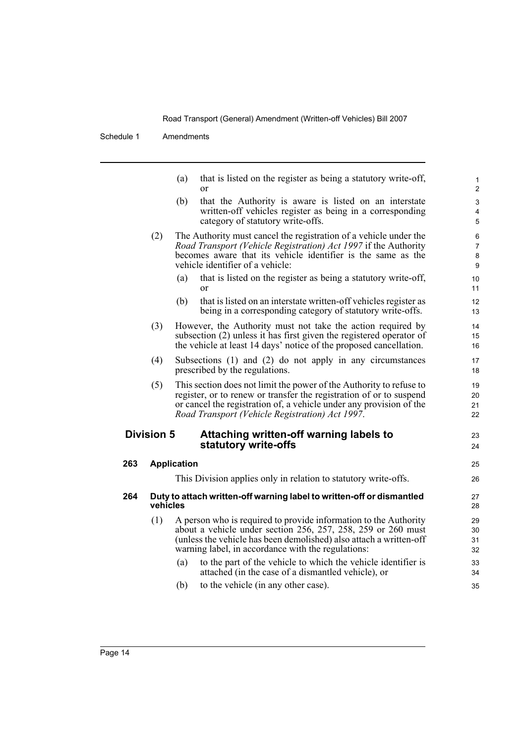(a) that is listed on the register as being a statutory write-off, or

(b) that the Authority is aware is listed on an interstate written-off vehicles register as being in a corresponding category of statutory write-offs.

(2) The Authority must cancel the registration of a vehicle under the *Road Transport (Vehicle Registration) Act 1997* if the Authority becomes aware that its vehicle identifier is the same as the vehicle identifier of a vehicle:

(a) that is listed on the register as being a statutory write-off, or

(b) that is listed on an interstate written-off vehicles register as being in a corresponding category of statutory write-offs.

(3) However, the Authority must not take the action required by subsection (2) unless it has first given the registered operator of the vehicle at least 14 days' notice of the proposed cancellation.

(4) Subsections (1) and (2) do not apply in any circumstances prescribed by the regulations.

(5) This section does not limit the power of the Authority to refuse to register, or to renew or transfer the registration of or to suspend or cancel the registration of, a vehicle under any provision of the *Road Transport (Vehicle Registration) Act 1997*.

## Division 5 Attaching written-off warning labels to statutory write-offs

### 263 Application

This Division applies only in relation to statutory write-offs.

### 264 Duty to attach written-off warning label to written-off or dismantled vehicles

(1) A person who is required to provide information to the Authority about a vehicle under section 256, 257, 258, 259 or 260 must (unless the vehicle has been demolished) also attach a written-off warning label, in accordance with the regulations:

(a) to the part of the vehicle to which the vehicle identifier is attached (in the case of a dismantled vehicle), or

(b) to the vehicle (in any other case).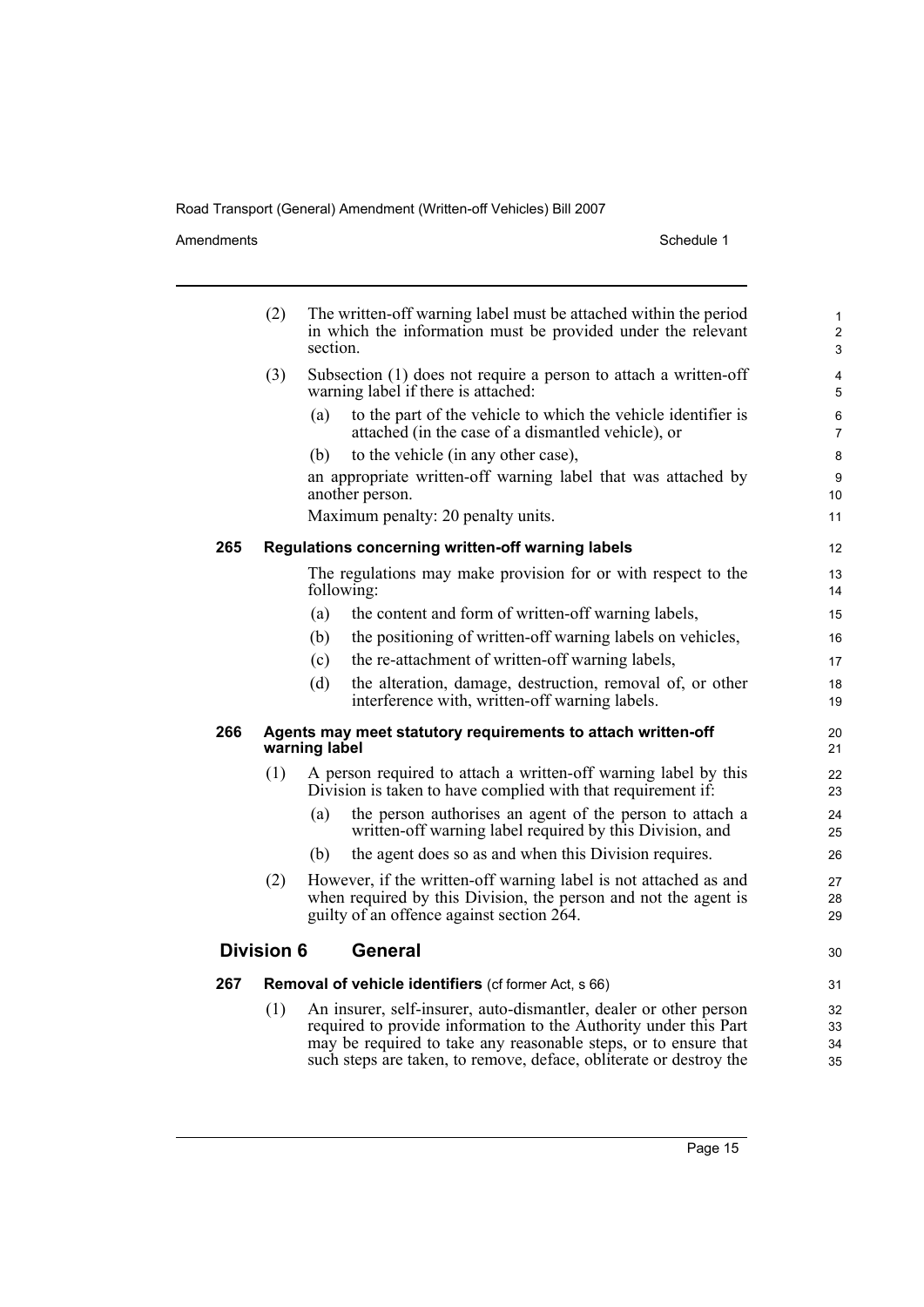(2) The written-off warning label must be attached within the period in which the information must be provided under the relevant section.

(3) Subsection (1) does not require a person to attach a written-off warning label if there is attached:

- (a) to the part of the vehicle to which the vehicle identifier is attached (in the case of a dismantled vehicle), or
- (b) to the vehicle (in any other case),

an appropriate written-off warning label that was attached by another person.

Maximum penalty: 20 penalty units.

**265 Regulations concerning written-off warning labels**

The regulations may make provision for or with respect to the following:

- (a) the content and form of written-off warning labels,
- (b) the positioning of written-off warning labels on vehicles,
- (c) the re-attachment of written-off warning labels,
- (d) the alteration, damage, destruction, removal of, or other interference with, written-off warning labels.

**266 Agents may meet statutory requirements to attach written-off warning label**

(1) A person required to attach a written-off warning label by this Division is taken to have complied with that requirement if:

- (a) the person authorises an agent of the person to attach a written-off warning label required by this Division, and
- (b) the agent does so as and when this Division requires.

(2) However, if the written-off warning label is not attached as and when required by this Division, the person and not the agent is guilty of an offence against section 264.

## Division 6 General

**267 Removal of vehicle identifiers** (cf former Act, s 66)

(1) An insurer, self-insurer, auto-dismantler, dealer or other person required to provide information to the Authority under this Part may be required to take any reasonable steps, or to ensure that such steps are taken, to remove, deface, obliterate or destroy the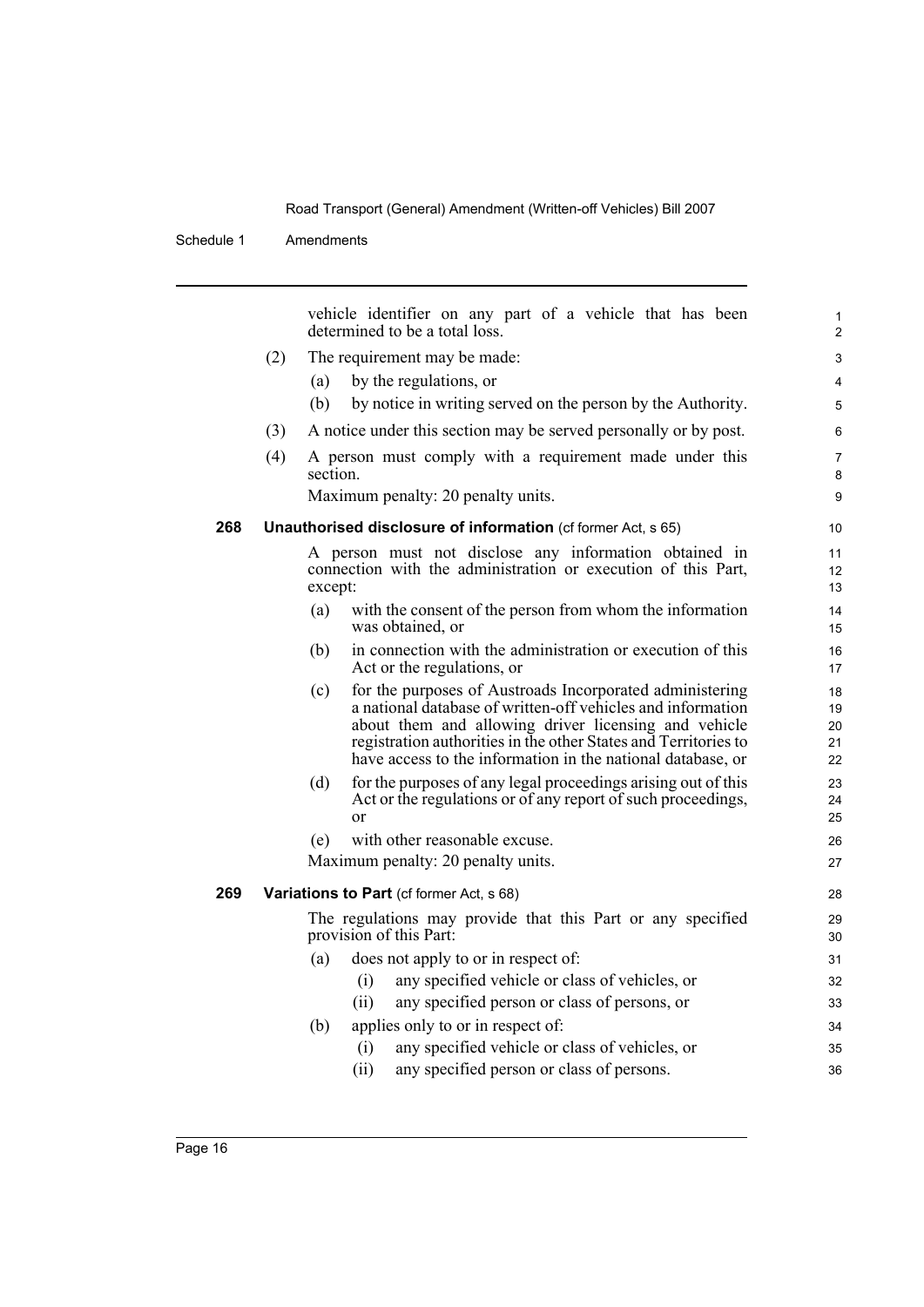vehicle identifier on any part of a vehicle that has been determined to be a total loss.

(2) The requirement may be made:

(a) by the regulations, or

(b) by notice in writing served on the person by the Authority.

(3) A notice under this section may be served personally or by post.

(4) A person must comply with a requirement made under this section.

Maximum penalty: 20 penalty units.

**268 Unauthorised disclosure of information** (cf former Act, s 65)

A person must not disclose any information obtained in connection with the administration or execution of this Part, except:

(a) with the consent of the person from whom the information was obtained, or

(b) in connection with the administration or execution of this Act or the regulations, or

(c) for the purposes of Austroads Incorporated administering a national database of written-off vehicles and information about them and allowing driver licensing and vehicle registration authorities in the other States and Territories to have access to the information in the national database, or

(d) for the purposes of any legal proceedings arising out of this Act or the regulations or of any report of such proceedings, or

(e) with other reasonable excuse.

Maximum penalty: 20 penalty units.

**269 Variations to Part** (cf former Act, s 68)

The regulations may provide that this Part or any specified provision of this Part:

(a) does not apply to or in respect of:

(i) any specified vehicle or class of vehicles, or

(ii) any specified person or class of persons, or

(b) applies only to or in respect of:

(i) any specified vehicle or class of vehicles, or

(ii) any specified person or class of persons.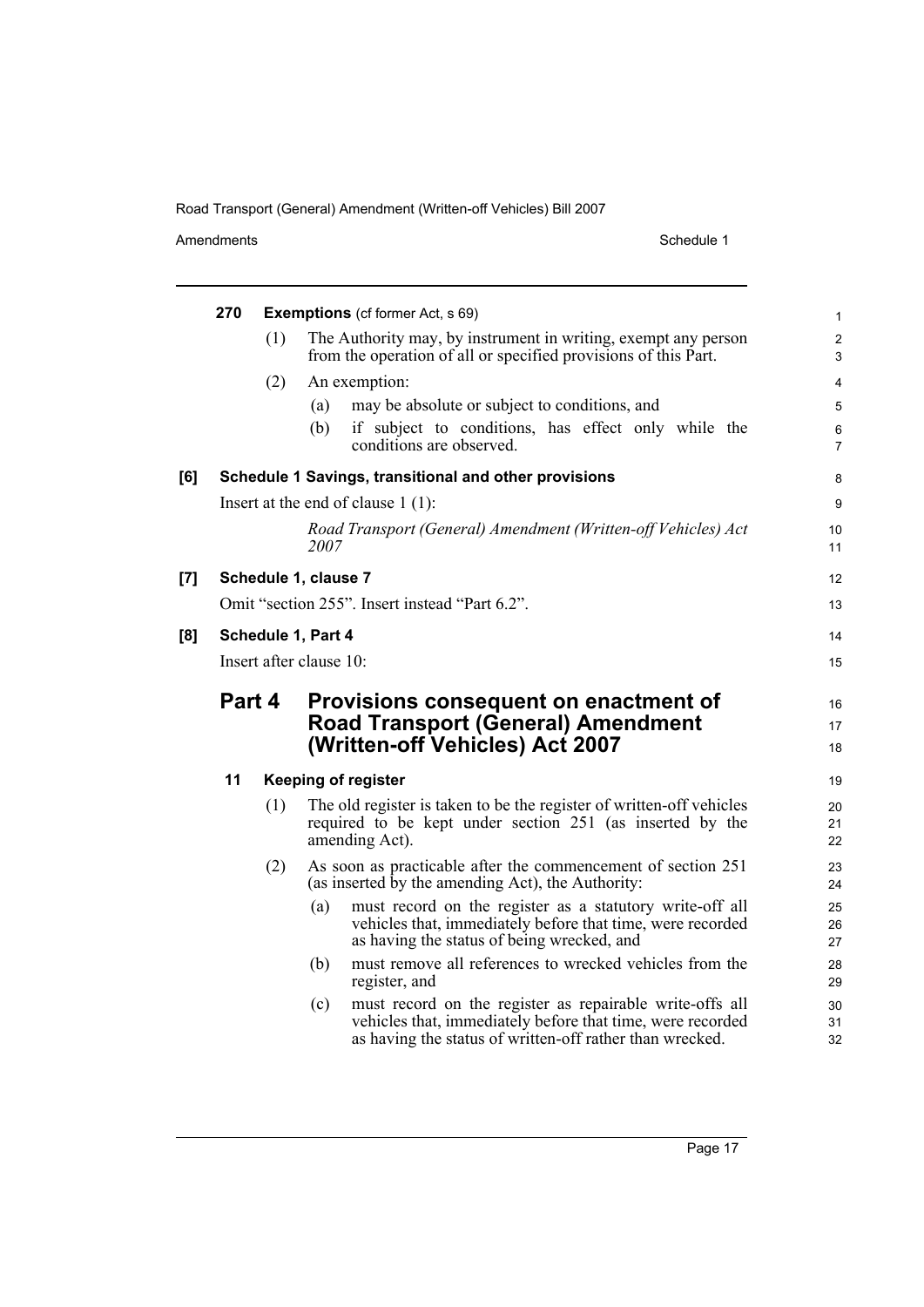**270 Exemptions** (cf former Act, s 69)

(1) The Authority may, by instrument in writing, exempt any person from the operation of all or specified provisions of this Part.

(2) An exemption:

(a) may be absolute or subject to conditions, and

(b) if subject to conditions, has effect only while the conditions are observed.

**[6] Schedule 1 Savings, transitional and other provisions**

Insert at the end of clause 1 (1):

*Road Transport (General) Amendment (Written-off Vehicles) Act 2007*

**[7] Schedule 1, clause 7**

Omit "section 255". Insert instead "Part 6.2".

**[8] Schedule 1, Part 4**

Insert after clause 10:

## Part 4 Provisions consequent on enactment of Road Transport (General) Amendment (Written-off Vehicles) Act 2007

**11 Keeping of register**

(1) The old register is taken to be the register of written-off vehicles required to be kept under section 251 (as inserted by the amending Act).

(2) As soon as practicable after the commencement of section 251 (as inserted by the amending Act), the Authority:

(a) must record on the register as a statutory write-off all vehicles that, immediately before that time, were recorded as having the status of being wrecked, and

(b) must remove all references to wrecked vehicles from the register, and

(c) must record on the register as repairable write-offs all vehicles that, immediately before that time, were recorded as having the status of written-off rather than wrecked.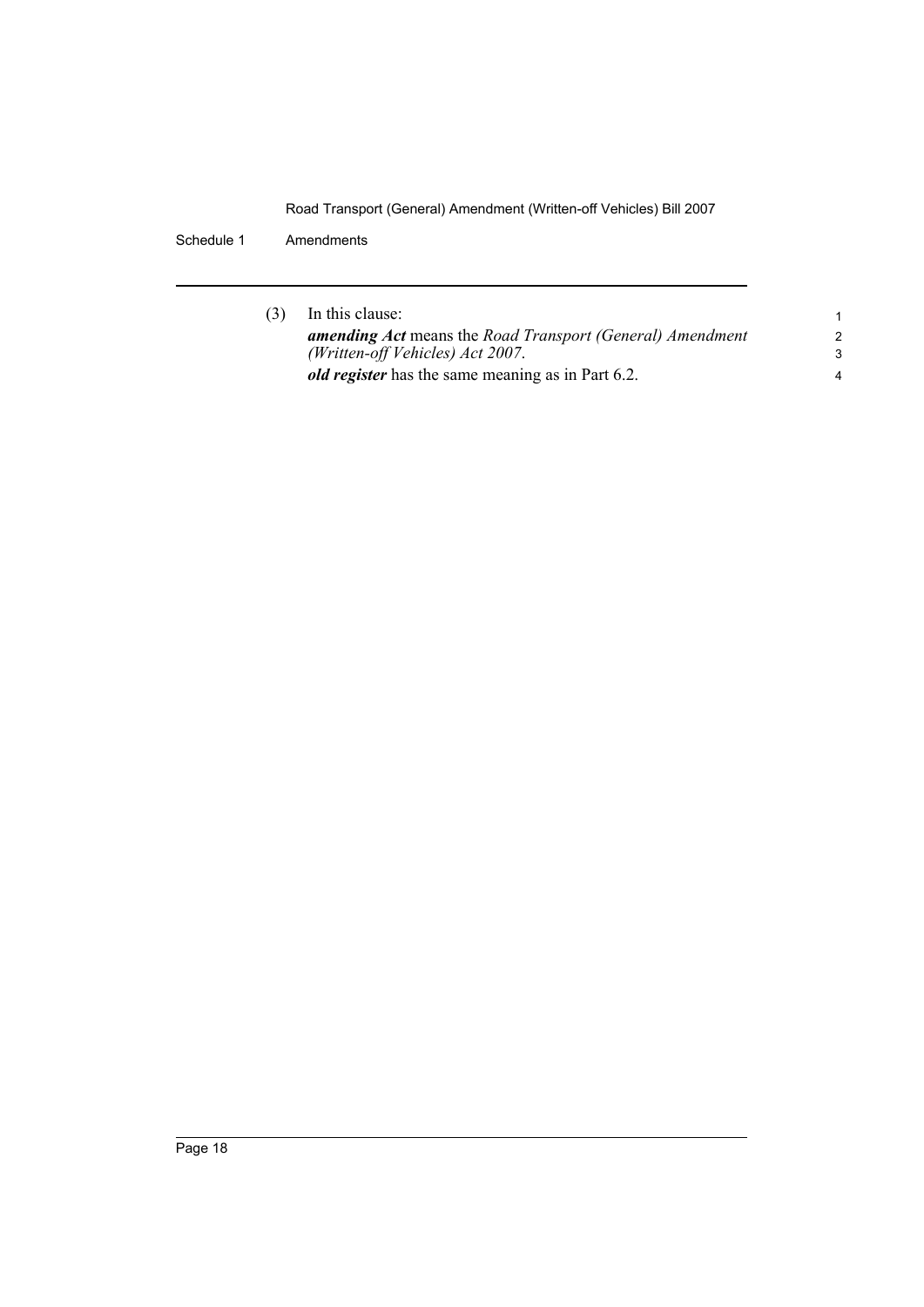(3) In this clause:

***amending Act*** means the *Road Transport (General) Amendment (Written-off Vehicles) Act 2007*.

***old register*** has the same meaning as in Part 6.2.